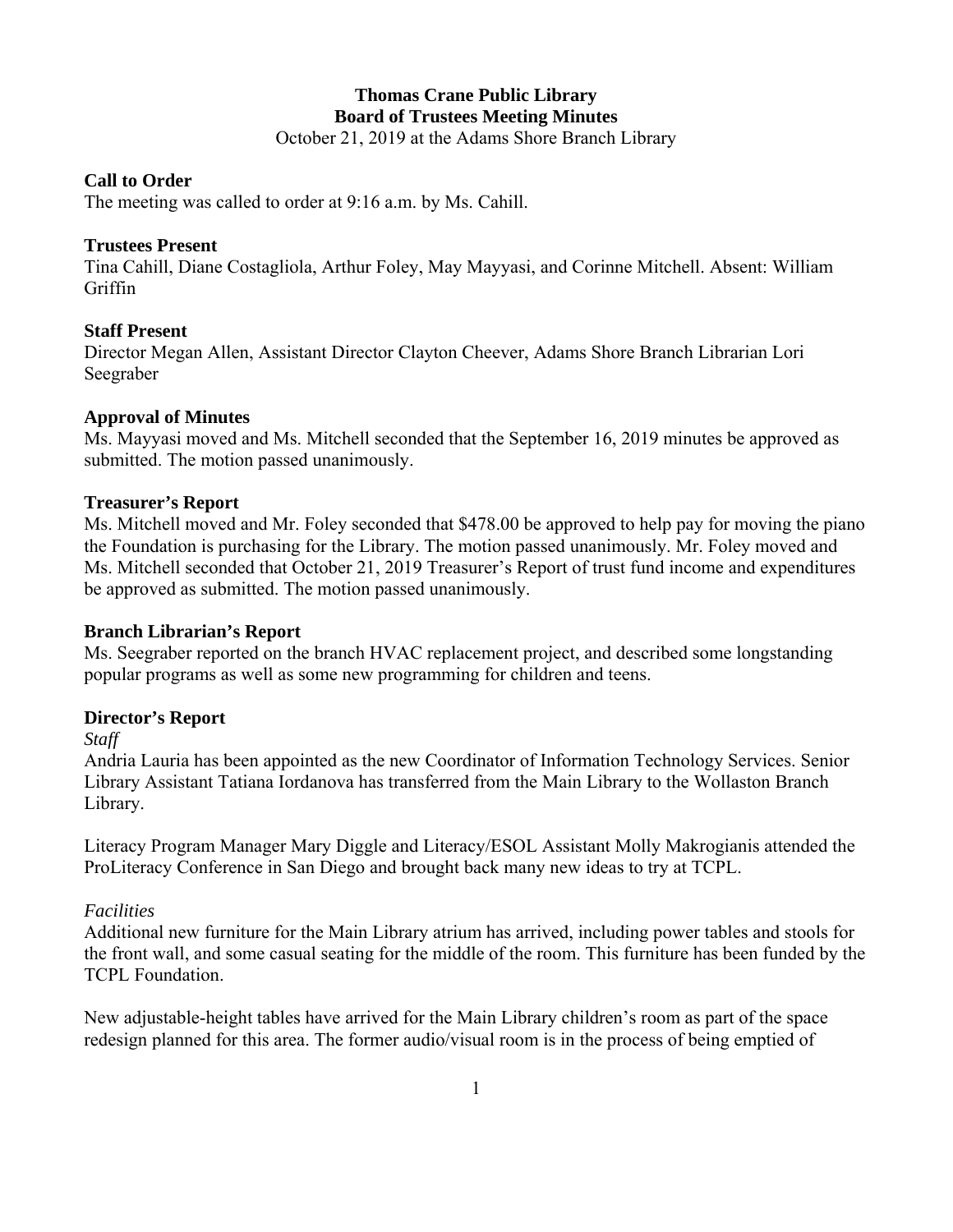# Thomas Crane Public Library
## Board of Trustees Meeting Minutes

October 21, 2019 at the Adams Shore Branch Library

### Call to Order

The meeting was called to order at 9:16 a.m. by Ms. Cahill.

### Trustees Present

Tina Cahill, Diane Costagliola, Arthur Foley, May Mayyasi, and Corinne Mitchell. Absent: William Griffin

### Staff Present

Director Megan Allen, Assistant Director Clayton Cheever, Adams Shore Branch Librarian Lori Seegraber

### Approval of Minutes

Ms. Mayyasi moved and Ms. Mitchell seconded that the September 16, 2019 minutes be approved as submitted. The motion passed unanimously.

### Treasurer's Report

Ms. Mitchell moved and Mr. Foley seconded that $478.00 be approved to help pay for moving the piano the Foundation is purchasing for the Library. The motion passed unanimously. Mr. Foley moved and Ms. Mitchell seconded that October 21, 2019 Treasurer's Report of trust fund income and expenditures be approved as submitted. The motion passed unanimously.

### Branch Librarian's Report

Ms. Seegraber reported on the branch HVAC replacement project, and described some longstanding popular programs as well as some new programming for children and teens.

### Director's Report

*Staff*

Andria Lauria has been appointed as the new Coordinator of Information Technology Services. Senior Library Assistant Tatiana Iordanova has transferred from the Main Library to the Wollaston Branch Library.

Literacy Program Manager Mary Diggle and Literacy/ESOL Assistant Molly Makrogianis attended the ProLiteracy Conference in San Diego and brought back many new ideas to try at TCPL.

*Facilities*

Additional new furniture for the Main Library atrium has arrived, including power tables and stools for the front wall, and some casual seating for the middle of the room. This furniture has been funded by the TCPL Foundation.

New adjustable-height tables have arrived for the Main Library children's room as part of the space redesign planned for this area. The former audio/visual room is in the process of being emptied of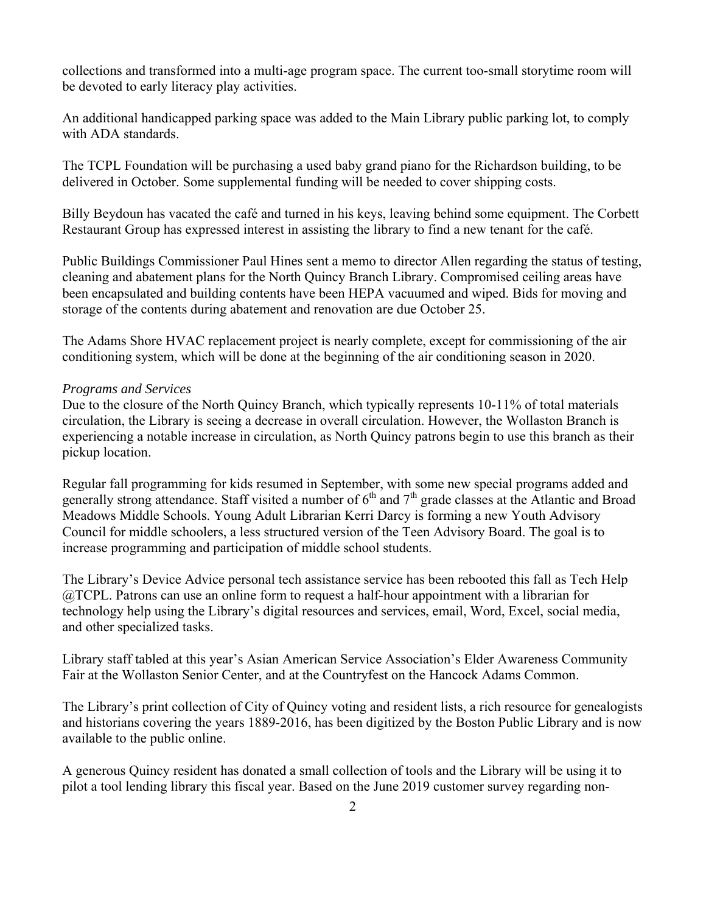collections and transformed into a multi-age program space. The current too-small storytime room will be devoted to early literacy play activities.

An additional handicapped parking space was added to the Main Library public parking lot, to comply with ADA standards.

The TCPL Foundation will be purchasing a used baby grand piano for the Richardson building, to be delivered in October. Some supplemental funding will be needed to cover shipping costs.

Billy Beydoun has vacated the café and turned in his keys, leaving behind some equipment. The Corbett Restaurant Group has expressed interest in assisting the library to find a new tenant for the café.

Public Buildings Commissioner Paul Hines sent a memo to director Allen regarding the status of testing, cleaning and abatement plans for the North Quincy Branch Library. Compromised ceiling areas have been encapsulated and building contents have been HEPA vacuumed and wiped. Bids for moving and storage of the contents during abatement and renovation are due October 25.

The Adams Shore HVAC replacement project is nearly complete, except for commissioning of the air conditioning system, which will be done at the beginning of the air conditioning season in 2020.

*Programs and Services*

Due to the closure of the North Quincy Branch, which typically represents 10-11% of total materials circulation, the Library is seeing a decrease in overall circulation. However, the Wollaston Branch is experiencing a notable increase in circulation, as North Quincy patrons begin to use this branch as their pickup location.

Regular fall programming for kids resumed in September, with some new special programs added and generally strong attendance. Staff visited a number of 6th and 7th grade classes at the Atlantic and Broad Meadows Middle Schools. Young Adult Librarian Kerri Darcy is forming a new Youth Advisory Council for middle schoolers, a less structured version of the Teen Advisory Board. The goal is to increase programming and participation of middle school students.

The Library's Device Advice personal tech assistance service has been rebooted this fall as Tech Help @TCPL. Patrons can use an online form to request a half-hour appointment with a librarian for technology help using the Library's digital resources and services, email, Word, Excel, social media, and other specialized tasks.

Library staff tabled at this year's Asian American Service Association's Elder Awareness Community Fair at the Wollaston Senior Center, and at the Countryfest on the Hancock Adams Common.

The Library's print collection of City of Quincy voting and resident lists, a rich resource for genealogists and historians covering the years 1889-2016, has been digitized by the Boston Public Library and is now available to the public online.

A generous Quincy resident has donated a small collection of tools and the Library will be using it to pilot a tool lending library this fiscal year. Based on the June 2019 customer survey regarding non-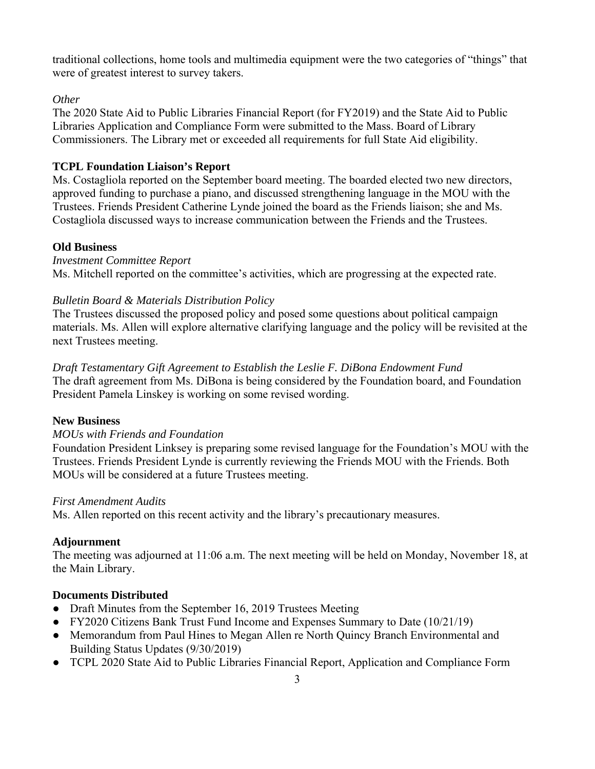traditional collections, home tools and multimedia equipment were the two categories of "things" that were of greatest interest to survey takers.

*Other*

The 2020 State Aid to Public Libraries Financial Report (for FY2019) and the State Aid to Public Libraries Application and Compliance Form were submitted to the Mass. Board of Library Commissioners. The Library met or exceeded all requirements for full State Aid eligibility.

**TCPL Foundation Liaison's Report**

Ms. Costagliola reported on the September board meeting. The boarded elected two new directors, approved funding to purchase a piano, and discussed strengthening language in the MOU with the Trustees. Friends President Catherine Lynde joined the board as the Friends liaison; she and Ms. Costagliola discussed ways to increase communication between the Friends and the Trustees.

**Old Business**

*Investment Committee Report*

Ms. Mitchell reported on the committee's activities, which are progressing at the expected rate.

*Bulletin Board & Materials Distribution Policy*

The Trustees discussed the proposed policy and posed some questions about political campaign materials. Ms. Allen will explore alternative clarifying language and the policy will be revisited at the next Trustees meeting.

*Draft Testamentary Gift Agreement to Establish the Leslie F. DiBona Endowment Fund*

The draft agreement from Ms. DiBona is being considered by the Foundation board, and Foundation President Pamela Linskey is working on some revised wording.

**New Business**

*MOUs with Friends and Foundation*

Foundation President Linksey is preparing some revised language for the Foundation's MOU with the Trustees. Friends President Lynde is currently reviewing the Friends MOU with the Friends. Both MOUs will be considered at a future Trustees meeting.

*First Amendment Audits*

Ms. Allen reported on this recent activity and the library's precautionary measures.

**Adjournment**

The meeting was adjourned at 11:06 a.m. The next meeting will be held on Monday, November 18, at the Main Library.

**Documents Distributed**

- Draft Minutes from the September 16, 2019 Trustees Meeting
- FY2020 Citizens Bank Trust Fund Income and Expenses Summary to Date (10/21/19)
- Memorandum from Paul Hines to Megan Allen re North Quincy Branch Environmental and Building Status Updates (9/30/2019)
- TCPL 2020 State Aid to Public Libraries Financial Report, Application and Compliance Form